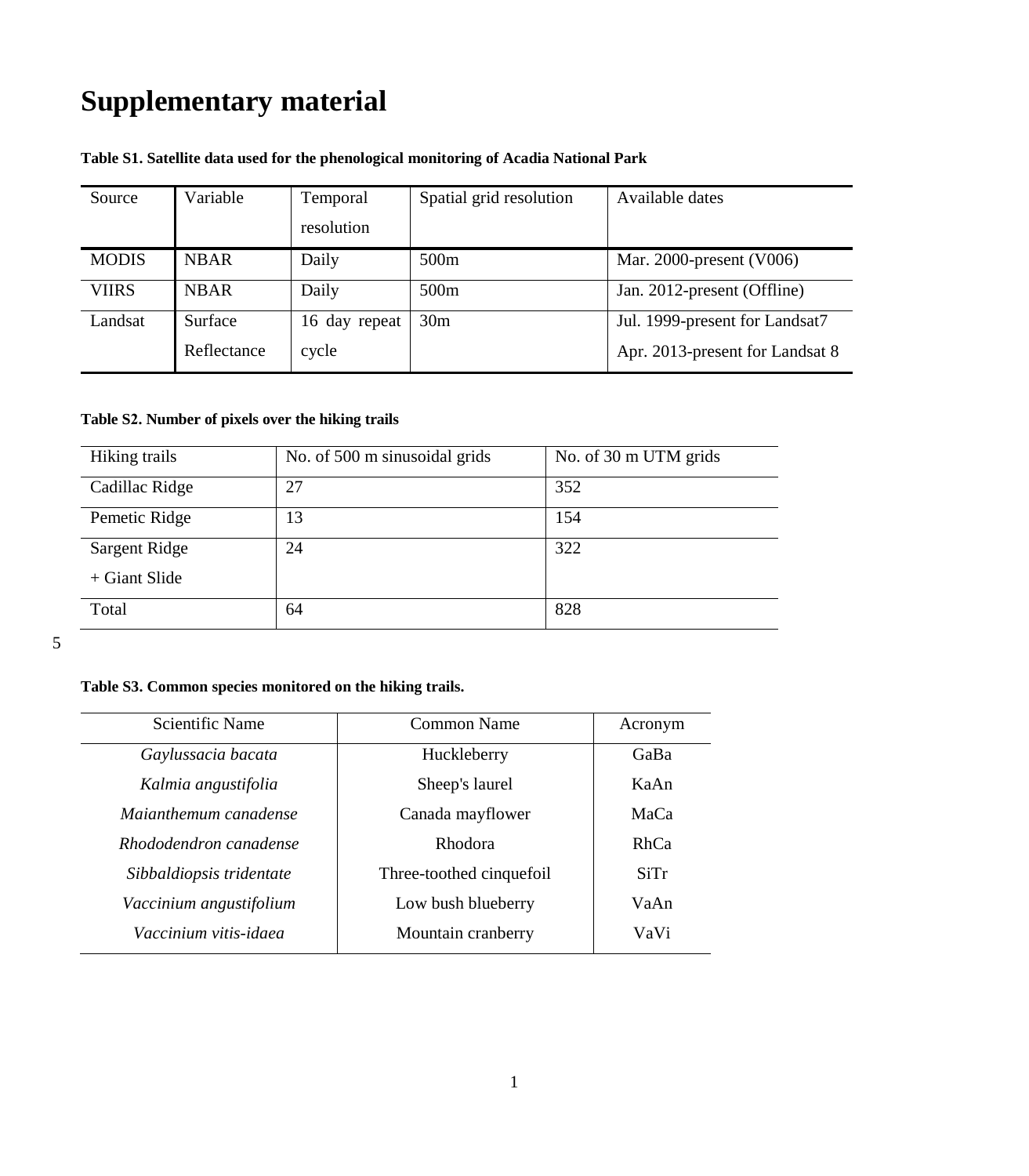# Supplementary material

**Table S1. Satellite data used for the phenological monitoring of Acadia National Park**

| Source | Variable | Temporal resolution | Spatial grid resolution | Available dates |
|---|---|---|---|---|
| MODIS | NBAR | Daily | 500m | Mar. 2000-present (V006) |
| VIIRS | NBAR | Daily | 500m | Jan. 2012-present (Offline) |
| Landsat | Surface Reflectance | 16 day repeat cycle | 30m | Jul. 1999-present for Landsat7<br>Apr. 2013-present for Landsat 8 |

**Table S2. Number of pixels over the hiking trails**

| Hiking trails | No. of 500 m sinusoidal grids | No. of 30 m UTM grids |
|---|---|---|
| Cadillac Ridge | 27 | 352 |
| Pemetic Ridge | 13 | 154 |
| Sargent Ridge + Giant Slide | 24 | 322 |
| Total | 64 | 828 |

**Table S3. Common species monitored on the hiking trails.**

| Scientific Name | Common Name | Acronym |
|---|---|---|
| *Gaylussacia bacata* | Huckleberry | GaBa |
| *Kalmia angustifolia* | Sheep's laurel | KaAn |
| *Maianthemum canadense* | Canada mayflower | MaCa |
| *Rhododendron canadense* | Rhodora | RhCa |
| *Sibbaldiopsis tridentate* | Three-toothed cinquefoil | SiTr |
| *Vaccinium angustifolium* | Low bush blueberry | VaAn |
| *Vaccinium vitis-idaea* | Mountain cranberry | VaVi |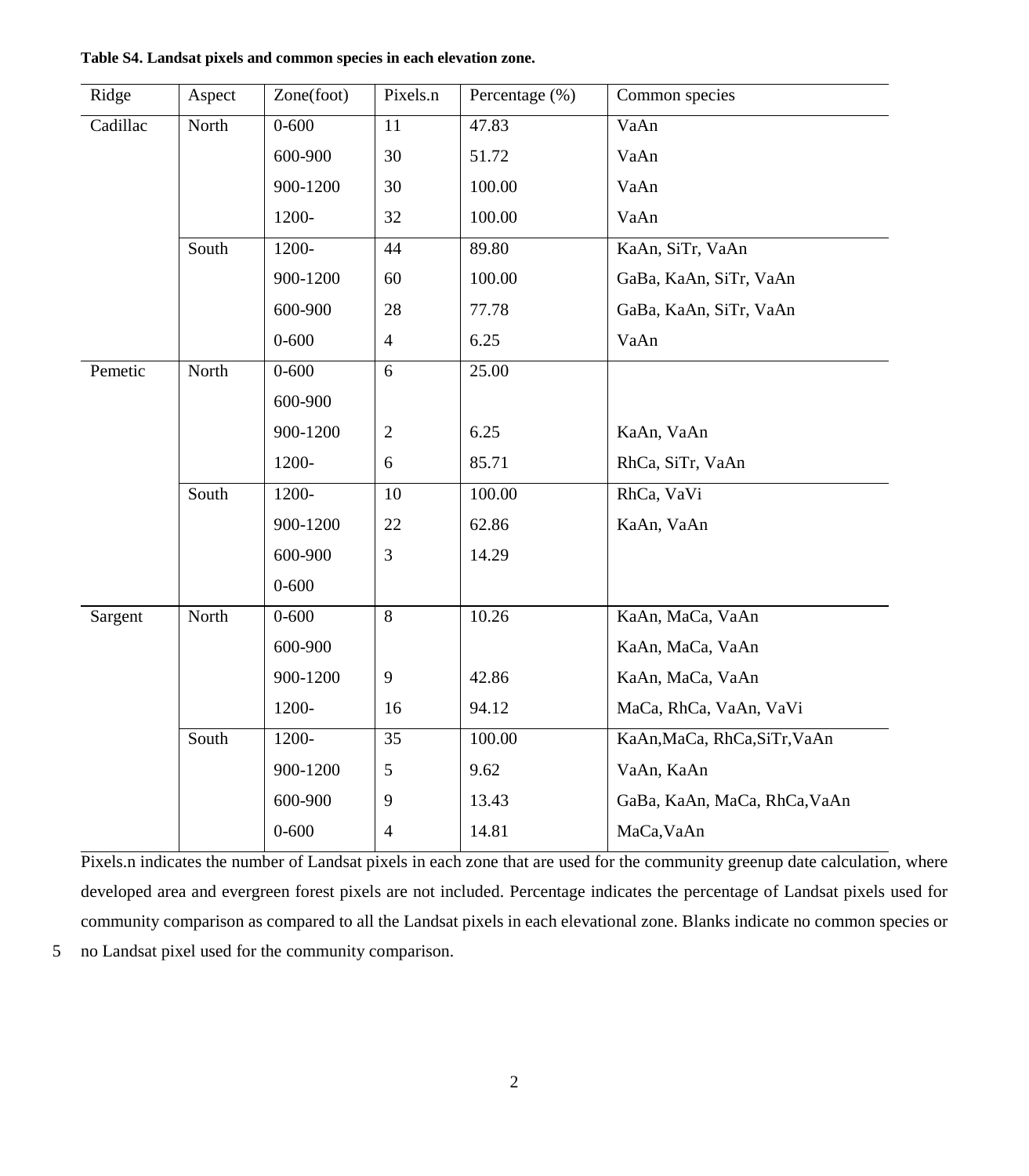**Table S4. Landsat pixels and common species in each elevation zone.**

| Ridge | Aspect | Zone(foot) | Pixels.n | Percentage (%) | Common species |
|---|---|---|---|---|---|
| Cadillac | North | 0-600 | 11 | 47.83 | VaAn |
| | | 600-900 | 30 | 51.72 | VaAn |
| | | 900-1200 | 30 | 100.00 | VaAn |
| | | 1200- | 32 | 100.00 | VaAn |
| | South | 1200- | 44 | 89.80 | KaAn, SiTr, VaAn |
| | | 900-1200 | 60 | 100.00 | GaBa, KaAn, SiTr, VaAn |
| | | 600-900 | 28 | 77.78 | GaBa, KaAn, SiTr, VaAn |
| | | 0-600 | 4 | 6.25 | VaAn |
| Pemetic | North | 0-600 | 6 | 25.00 | |
| | | 600-900 | | | |
| | | 900-1200 | 2 | 6.25 | KaAn, VaAn |
| | | 1200- | 6 | 85.71 | RhCa, SiTr, VaAn |
| | South | 1200- | 10 | 100.00 | RhCa, VaVi |
| | | 900-1200 | 22 | 62.86 | KaAn, VaAn |
| | | 600-900 | 3 | 14.29 | |
| | | 0-600 | | | |
| Sargent | North | 0-600 | 8 | 10.26 | KaAn, MaCa, VaAn |
| | | 600-900 | | | KaAn, MaCa, VaAn |
| | | 900-1200 | 9 | 42.86 | KaAn, MaCa, VaAn |
| | | 1200- | 16 | 94.12 | MaCa, RhCa, VaAn, VaVi |
| | South | 1200- | 35 | 100.00 | KaAn,MaCa, RhCa,SiTr,VaAn |
| | | 900-1200 | 5 | 9.62 | VaAn, KaAn |
| | | 600-900 | 9 | 13.43 | GaBa, KaAn, MaCa, RhCa,VaAn |
| | | 0-600 | 4 | 14.81 | MaCa,VaAn |

Pixels.n indicates the number of Landsat pixels in each zone that are used for the community greenup date calculation, where developed area and evergreen forest pixels are not included. Percentage indicates the percentage of Landsat pixels used for community comparison as compared to all the Landsat pixels in each elevational zone. Blanks indicate no common species or no Landsat pixel used for the community comparison.